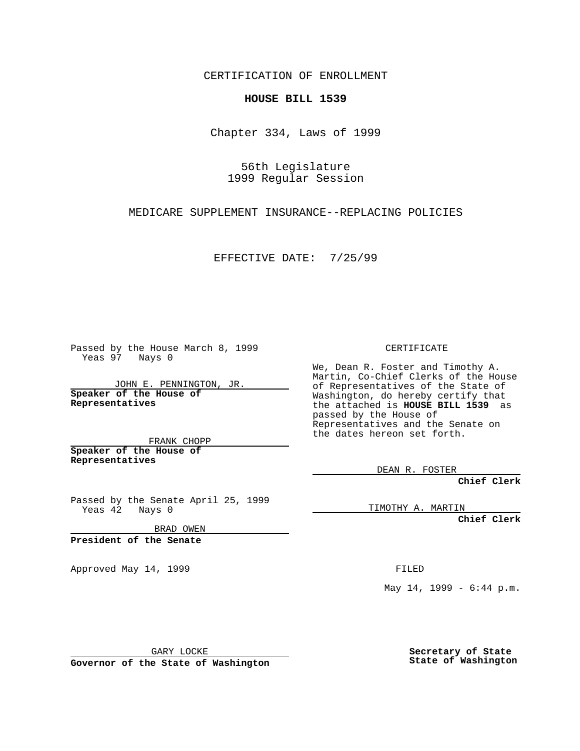CERTIFICATION OF ENROLLMENT

**HOUSE BILL 1539**

Chapter 334, Laws of 1999

56th Legislature
1999 Regular Session

MEDICARE SUPPLEMENT INSURANCE--REPLACING POLICIES

EFFECTIVE DATE: 7/25/99

Passed by the House March 8, 1999
Yeas 97 Nays 0

JOHN E. PENNINGTON, JR.
**Speaker of the House of Representatives**

FRANK CHOPP
**Speaker of the House of Representatives**

Passed by the Senate April 25, 1999
Yeas 42 Nays 0

BRAD OWEN
**President of the Senate**

Approved May 14, 1999

GARY LOCKE
**Governor of the State of Washington**

CERTIFICATE

We, Dean R. Foster and Timothy A. Martin, Co-Chief Clerks of the House of Representatives of the State of Washington, do hereby certify that the attached is **HOUSE BILL 1539** as passed by the House of Representatives and the Senate on the dates hereon set forth.

DEAN R. FOSTER
**Chief Clerk**

TIMOTHY A. MARTIN
**Chief Clerk**

FILED

May 14, 1999 - 6:44 p.m.

**Secretary of State**
**State of Washington**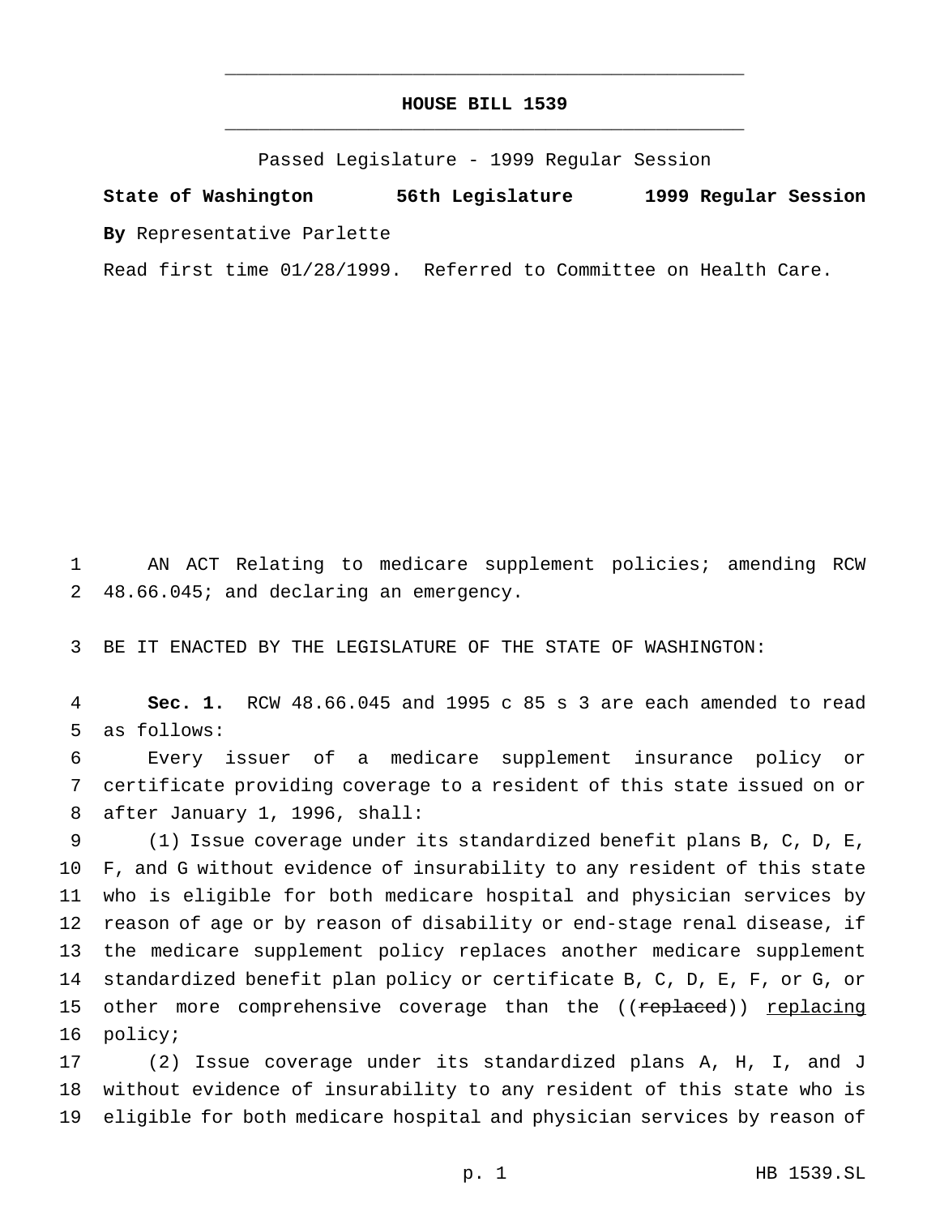# HOUSE BILL 1539

Passed Legislature - 1999 Regular Session

**State of Washington 56th Legislature 1999 Regular Session**

**By** Representative Parlette

Read first time 01/28/1999. Referred to Committee on Health Care.

1 AN ACT Relating to medicare supplement policies; amending RCW
2 48.66.045; and declaring an emergency.

3 BE IT ENACTED BY THE LEGISLATURE OF THE STATE OF WASHINGTON:

4 **Sec. 1.** RCW 48.66.045 and 1995 c 85 s 3 are each amended to read
5 as follows:

6 Every issuer of a medicare supplement insurance policy or
7 certificate providing coverage to a resident of this state issued on or
8 after January 1, 1996, shall:

9 (1) Issue coverage under its standardized benefit plans B, C, D, E,
10 F, and G without evidence of insurability to any resident of this state
11 who is eligible for both medicare hospital and physician services by
12 reason of age or by reason of disability or end-stage renal disease, if
13 the medicare supplement policy replaces another medicare supplement
14 standardized benefit plan policy or certificate B, C, D, E, F, or G, or
15 other more comprehensive coverage than the ((~~replaced~~)) <u>replacing</u>
16 policy;

17 (2) Issue coverage under its standardized plans A, H, I, and J
18 without evidence of insurability to any resident of this state who is
19 eligible for both medicare hospital and physician services by reason of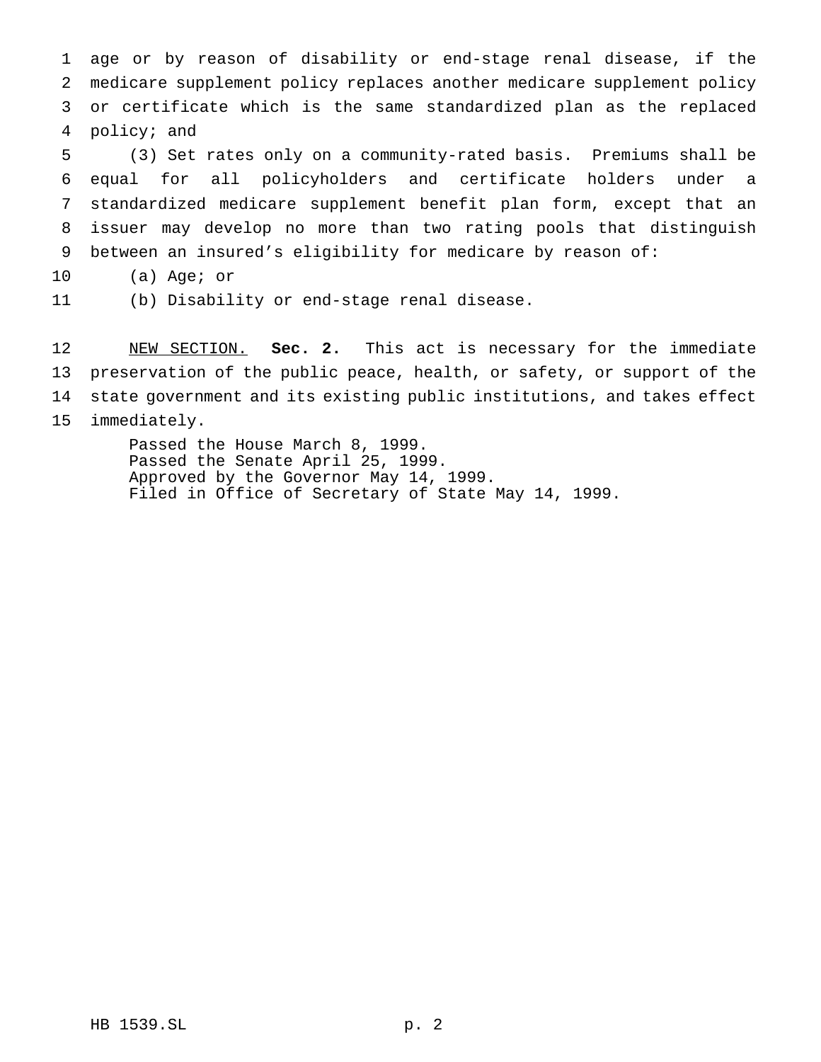age or by reason of disability or end-stage renal disease, if the medicare supplement policy replaces another medicare supplement policy or certificate which is the same standardized plan as the replaced policy; and

(3) Set rates only on a community-rated basis. Premiums shall be equal for all policyholders and certificate holders under a standardized medicare supplement benefit plan form, except that an issuer may develop no more than two rating pools that distinguish between an insured's eligibility for medicare by reason of:

(a) Age; or

(b) Disability or end-stage renal disease.

NEW SECTION. **Sec. 2.** This act is necessary for the immediate preservation of the public peace, health, or safety, or support of the state government and its existing public institutions, and takes effect immediately.

Passed the House March 8, 1999.
Passed the Senate April 25, 1999.
Approved by the Governor May 14, 1999.
Filed in Office of Secretary of State May 14, 1999.